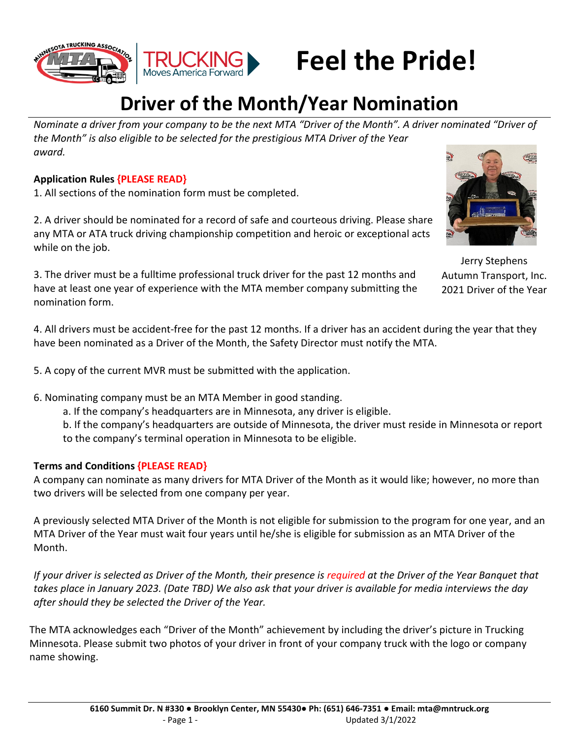# Feel the Pride!

## Driver of the Month/Year Nomination

*Nominate a driver from your company to be the next MTA "Driver of the Month". A driver nominated "Driver of the Month" is also eligible to be selected for the prestigious MTA Driver of the Year award.*

Jerry Stephens
Autumn Transport, Inc.
2021 Driver of the Year

**Application Rules {PLEASE READ}**

1. All sections of the nomination form must be completed.

2. A driver should be nominated for a record of safe and courteous driving. Please share any MTA or ATA truck driving championship competition and heroic or exceptional acts while on the job.

3. The driver must be a fulltime professional truck driver for the past 12 months and have at least one year of experience with the MTA member company submitting the nomination form.

4. All drivers must be accident-free for the past 12 months. If a driver has an accident during the year that they have been nominated as a Driver of the Month, the Safety Director must notify the MTA.

5. A copy of the current MVR must be submitted with the application.

6. Nominating company must be an MTA Member in good standing.
   a. If the company's headquarters are in Minnesota, any driver is eligible.
   b. If the company's headquarters are outside of Minnesota, the driver must reside in Minnesota or report to the company's terminal operation in Minnesota to be eligible.

**Terms and Conditions {PLEASE READ}**

A company can nominate as many drivers for MTA Driver of the Month as it would like; however, no more than two drivers will be selected from one company per year.

A previously selected MTA Driver of the Month is not eligible for submission to the program for one year, and an MTA Driver of the Year must wait four years until he/she is eligible for submission as an MTA Driver of the Month.

*If your driver is selected as Driver of the Month, their presence is required at the Driver of the Year Banquet that takes place in January 2023. (Date TBD) We also ask that your driver is available for media interviews the day after should they be selected the Driver of the Year.*

The MTA acknowledges each "Driver of the Month" achievement by including the driver's picture in Trucking Minnesota. Please submit two photos of your driver in front of your company truck with the logo or company name showing.

**6160 Summit Dr. N #330 ● Brooklyn Center, MN 55430● Ph: (651) 646-7351 ● Email: mta@mntruck.org**

Updated 3/1/2022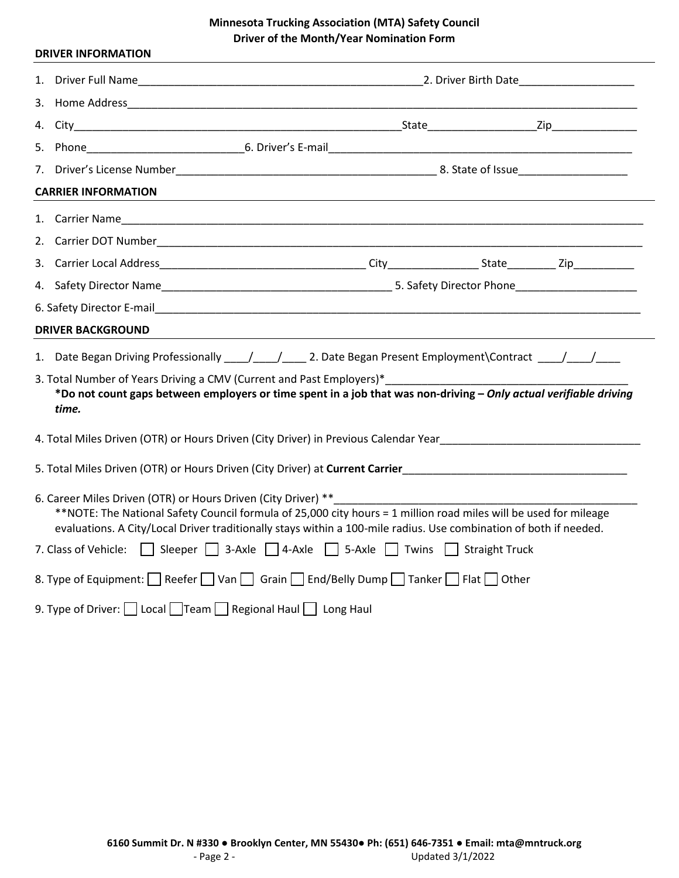**Minnesota Trucking Association (MTA) Safety Council**
**Driver of the Month/Year Nomination Form**

## DRIVER INFORMATION

1. Driver Full Name________________________________________________2. Driver Birth Date___________________
3. Home Address_________________________________________________________________________________________
4. City________________________________________________________State__________________Zip______________
5. Phone__________________________6. Driver's E-mail__________________________________________________
7. Driver's License Number___________________________________________ 8. State of Issue__________________

## CARRIER INFORMATION

1. Carrier Name_________________________________________________________________________________________
2. Carrier DOT Number___________________________________________________________________________________
3. Carrier Local Address__________________________________ City_______________ State________ Zip__________
4. Safety Director Name______________________________________ 5. Safety Director Phone____________________
6. Safety Director E-mail________________________________________________________________________________

## DRIVER BACKGROUND

1. Date Began Driving Professionally ____/____/____ 2. Date Began Present Employment\Contract ____/____/____

3. Total Number of Years Driving a CMV (Current and Past Employers)*_________________________________________
 ***Do not count gaps between employers or time spent in a job that was non-driving –** ***Only actual verifiable driving time.***

4. Total Miles Driven (OTR) or Hours Driven (City Driver) in Previous Calendar Year_________________________________

5. Total Miles Driven (OTR) or Hours Driven (City Driver) at **Current Carrier**_____________________________________

6. Career Miles Driven (OTR) or Hours Driven (City Driver) **________________________________________________
 **NOTE: The National Safety Council formula of 25,000 city hours = 1 million road miles will be used for mileage evaluations. A City/Local Driver traditionally stays within a 100-mile radius. Use combination of both if needed.

7. Class of Vehicle: ☐ Sleeper ☐ 3-Axle ☐ 4-Axle ☐ 5-Axle ☐ Twins ☐ Straight Truck

8. Type of Equipment: ☐ Reefer ☐ Van ☐ Grain ☐ End/Belly Dump ☐ Tanker ☐ Flat ☐ Other

9. Type of Driver: ☐ Local ☐ Team ☐ Regional Haul ☐ Long Haul

6160 Summit Dr. N #330 ● Brooklyn Center, MN 55430● Ph: (651) 646-7351 ● Email: mta@mntruck.org

Updated 3/1/2022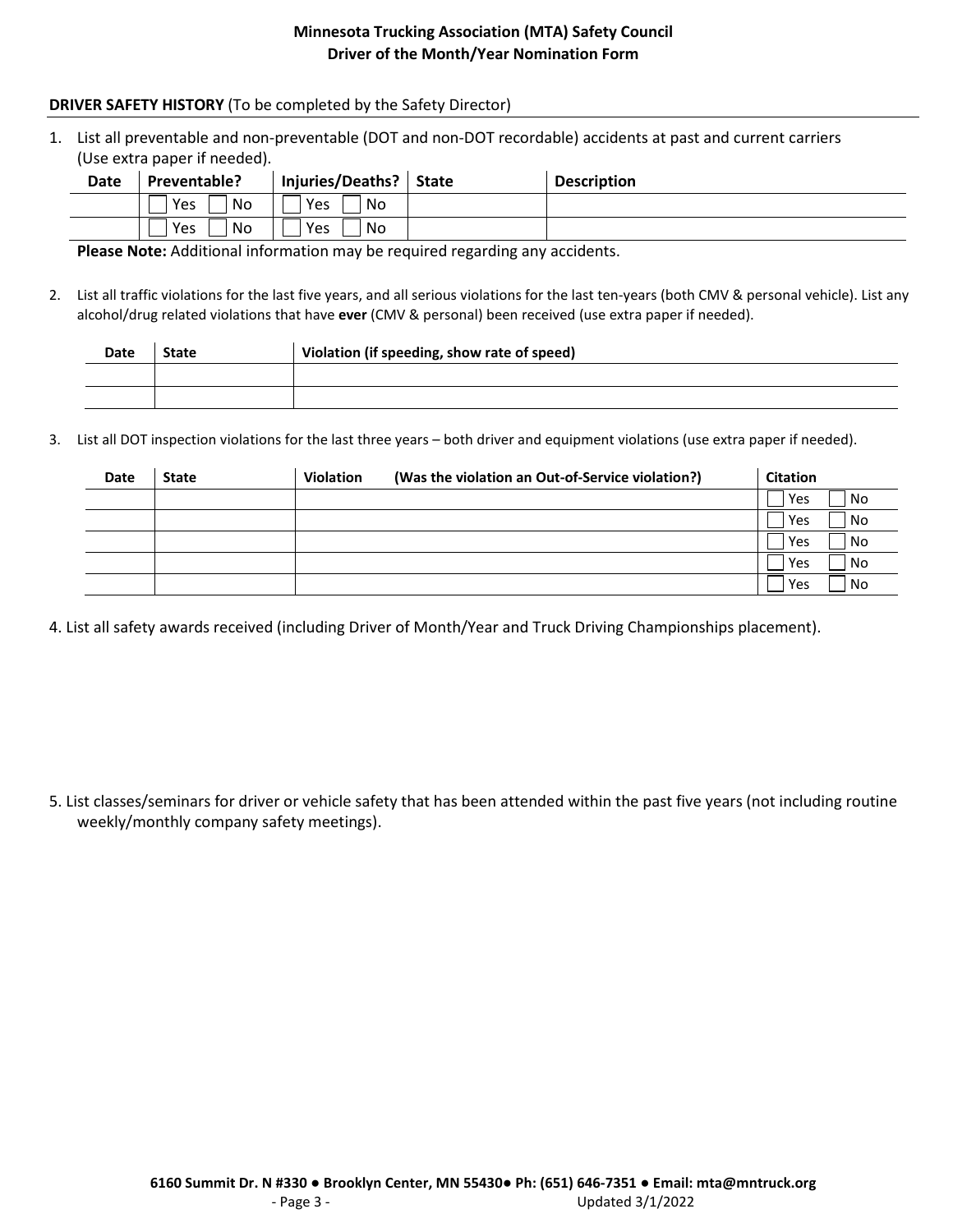**Minnesota Trucking Association (MTA) Safety Council**
**Driver of the Month/Year Nomination Form**

**DRIVER SAFETY HISTORY** (To be completed by the Safety Director)

1. List all preventable and non-preventable (DOT and non-DOT recordable) accidents at past and current carriers (Use extra paper if needed).

| Date | Preventable? | Injuries/Deaths? | State | Description |
|---|---|---|---|---|
| | ☐ Yes ☐ No | ☐ Yes ☐ No | | |
| | ☐ Yes ☐ No | ☐ Yes ☐ No | | |

**Please Note:** Additional information may be required regarding any accidents.

2. List all traffic violations for the last five years, and all serious violations for the last ten-years (both CMV & personal vehicle). List any alcohol/drug related violations that have **ever** (CMV & personal) been received (use extra paper if needed).

| Date | State | Violation (if speeding, show rate of speed) |
|---|---|---|
| | | |
| | | |

3. List all DOT inspection violations for the last three years – both driver and equipment violations (use extra paper if needed).

| Date | State | Violation (Was the violation an Out-of-Service violation?) | Citation |
|---|---|---|---|
| | | | ☐ Yes ☐ No |
| | | | ☐ Yes ☐ No |
| | | | ☐ Yes ☐ No |
| | | | ☐ Yes ☐ No |
| | | | ☐ Yes ☐ No |

4. List all safety awards received (including Driver of Month/Year and Truck Driving Championships placement).

5. List classes/seminars for driver or vehicle safety that has been attended within the past five years (not including routine weekly/monthly company safety meetings).

6160 Summit Dr. N #330 ● Brooklyn Center, MN 55430● Ph: (651) 646-7351 ● Email: mta@mntruck.org

Updated 3/1/2022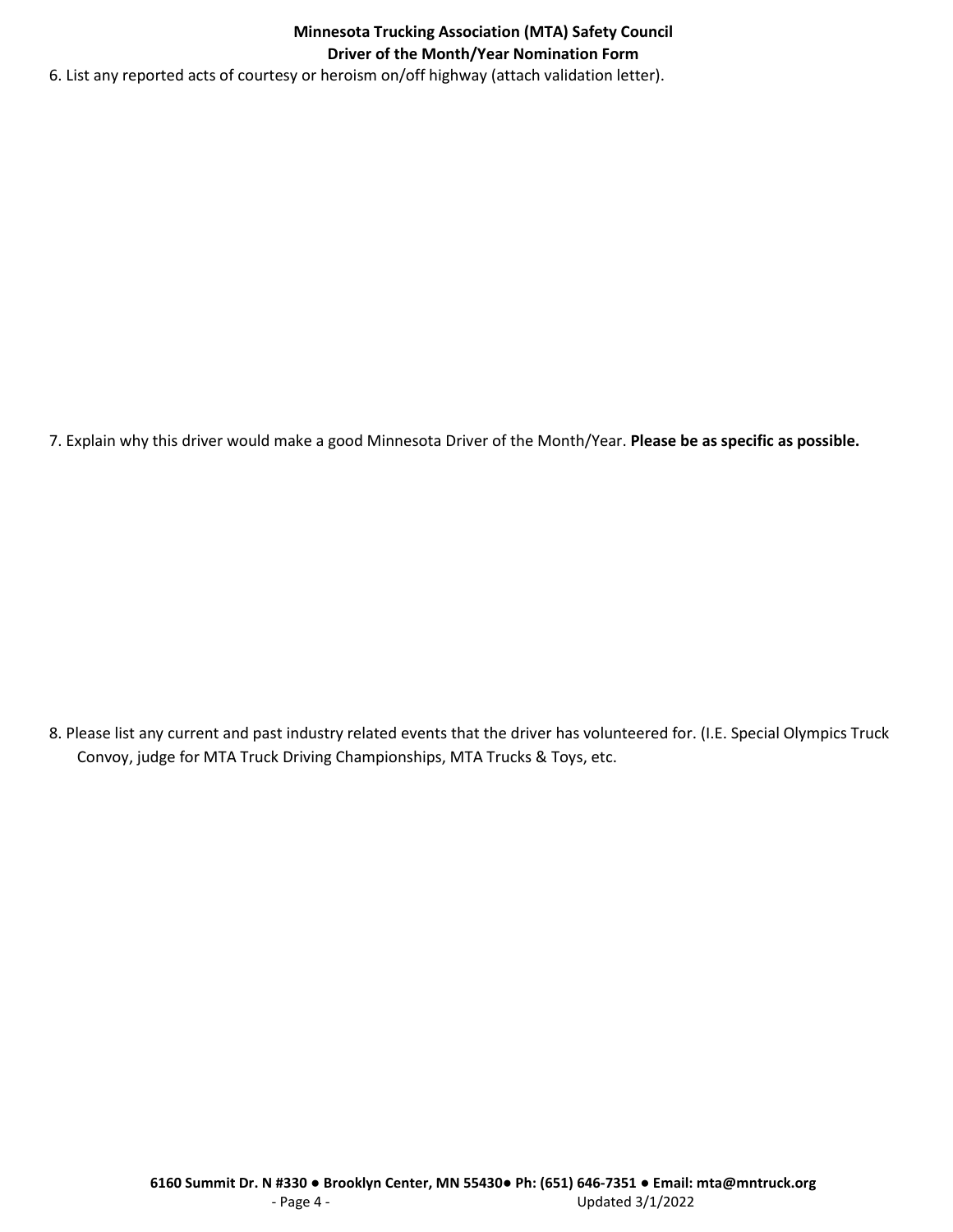6. List any reported acts of courtesy or heroism on/off highway (attach validation letter).

7. Explain why this driver would make a good Minnesota Driver of the Month/Year. **Please be as specific as possible.**

8. Please list any current and past industry related events that the driver has volunteered for. (I.E. Special Olympics Truck Convoy, judge for MTA Truck Driving Championships, MTA Trucks & Toys, etc.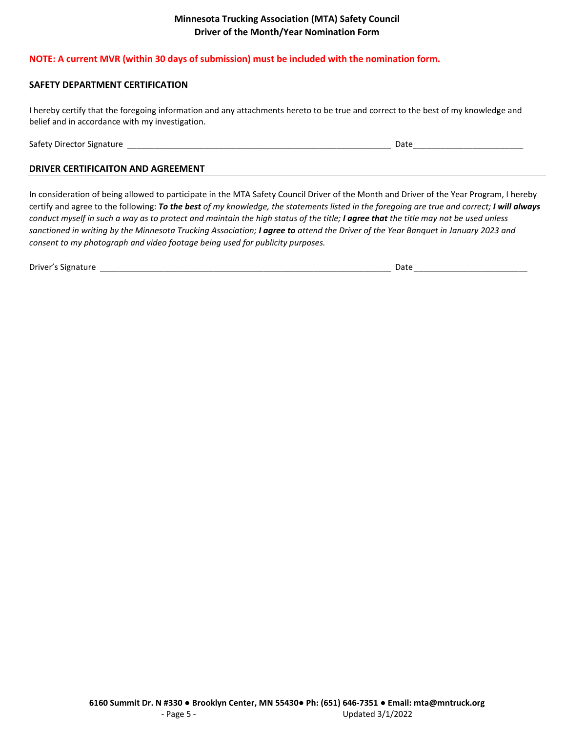**Minnesota Trucking Association (MTA) Safety Council**
**Driver of the Month/Year Nomination Form**

**NOTE: A current MVR (within 30 days of submission) must be included with the nomination form.**

## SAFETY DEPARTMENT CERTIFICATION

I hereby certify that the foregoing information and any attachments hereto to be true and correct to the best of my knowledge and belief and in accordance with my investigation.

Safety Director Signature \_\_\_\_\_\_\_\_\_\_\_\_\_\_\_\_\_\_\_\_\_\_\_\_\_\_\_\_\_\_\_\_\_\_\_\_\_\_\_\_\_\_\_\_\_\_\_\_\_\_\_\_\_\_\_\_ Date\_\_\_\_\_\_\_\_\_\_\_\_\_\_\_\_\_\_\_\_\_\_\_\_

## DRIVER CERTIFICAITON AND AGREEMENT

In consideration of being allowed to participate in the MTA Safety Council Driver of the Month and Driver of the Year Program, I hereby certify and agree to the following: ***To the best*** *of my knowledge, the statements listed in the foregoing are true and correct;* ***I will always*** *conduct myself in such a way as to protect and maintain the high status of the title;* ***I agree that*** *the title may not be used unless sanctioned in writing by the Minnesota Trucking Association;* ***I agree to*** *attend the Driver of the Year Banquet in January 2023 and consent to my photograph and video footage being used for publicity purposes.*

Driver's Signature \_\_\_\_\_\_\_\_\_\_\_\_\_\_\_\_\_\_\_\_\_\_\_\_\_\_\_\_\_\_\_\_\_\_\_\_\_\_\_\_\_\_\_\_\_\_\_\_\_\_\_\_\_\_\_\_\_\_\_\_\_\_ Date\_\_\_\_\_\_\_\_\_\_\_\_\_\_\_\_\_\_\_\_\_\_\_\_\_

**6160 Summit Dr. N #330 ● Brooklyn Center, MN 55430● Ph: (651) 646-7351 ● Email: mta@mntruck.org**

Updated 3/1/2022